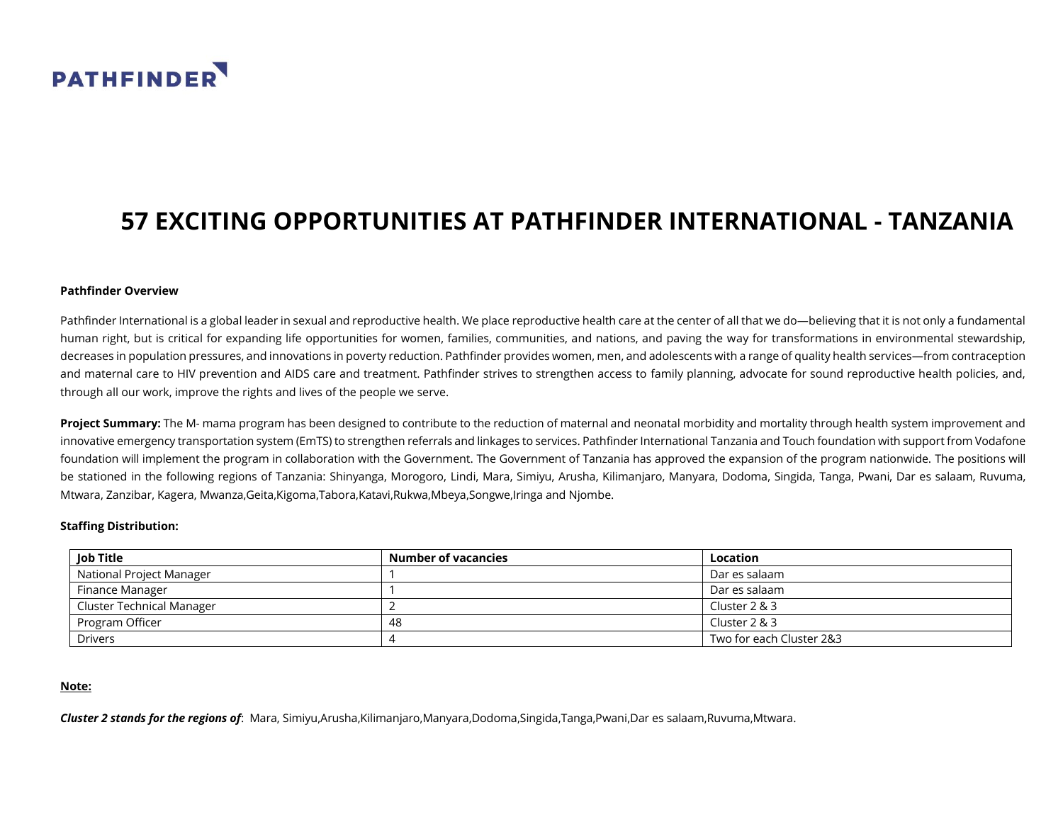PATHFINDER

# 57 EXCITING OPPORTUNITIES AT PATHFINDER INTERNATIONAL - TANZANIA

**Pathfinder Overview**

Pathfinder International is a global leader in sexual and reproductive health. We place reproductive health care at the center of all that we do—believing that it is not only a fundamental human right, but is critical for expanding life opportunities for women, families, communities, and nations, and paving the way for transformations in environmental stewardship, decreases in population pressures, and innovations in poverty reduction. Pathfinder provides women, men, and adolescents with a range of quality health services—from contraception and maternal care to HIV prevention and AIDS care and treatment. Pathfinder strives to strengthen access to family planning, advocate for sound reproductive health policies, and, through all our work, improve the rights and lives of the people we serve.

**Project Summary:** The M- mama program has been designed to contribute to the reduction of maternal and neonatal morbidity and mortality through health system improvement and innovative emergency transportation system (EmTS) to strengthen referrals and linkages to services. Pathfinder International Tanzania and Touch foundation with support from Vodafone foundation will implement the program in collaboration with the Government. The Government of Tanzania has approved the expansion of the program nationwide. The positions will be stationed in the following regions of Tanzania: Shinyanga, Morogoro, Lindi, Mara, Simiyu, Arusha, Kilimanjaro, Manyara, Dodoma, Singida, Tanga, Pwani, Dar es salaam, Ruvuma, Mtwara, Zanzibar, Kagera, Mwanza,Geita,Kigoma,Tabora,Katavi,Rukwa,Mbeya,Songwe,Iringa and Njombe.

**Staffing Distribution:**

| Job Title | Number of vacancies | Location |
|---|---|---|
| National Project Manager | 1 | Dar es salaam |
| Finance Manager | 1 | Dar es salaam |
| Cluster Technical Manager | 2 | Cluster 2 & 3 |
| Program Officer | 48 | Cluster 2 & 3 |
| Drivers | 4 | Two for each Cluster 2&3 |

**Note:**

***Cluster 2 stands for the regions of***: Mara, Simiyu,Arusha,Kilimanjaro,Manyara,Dodoma,Singida,Tanga,Pwani,Dar es salaam,Ruvuma,Mtwara.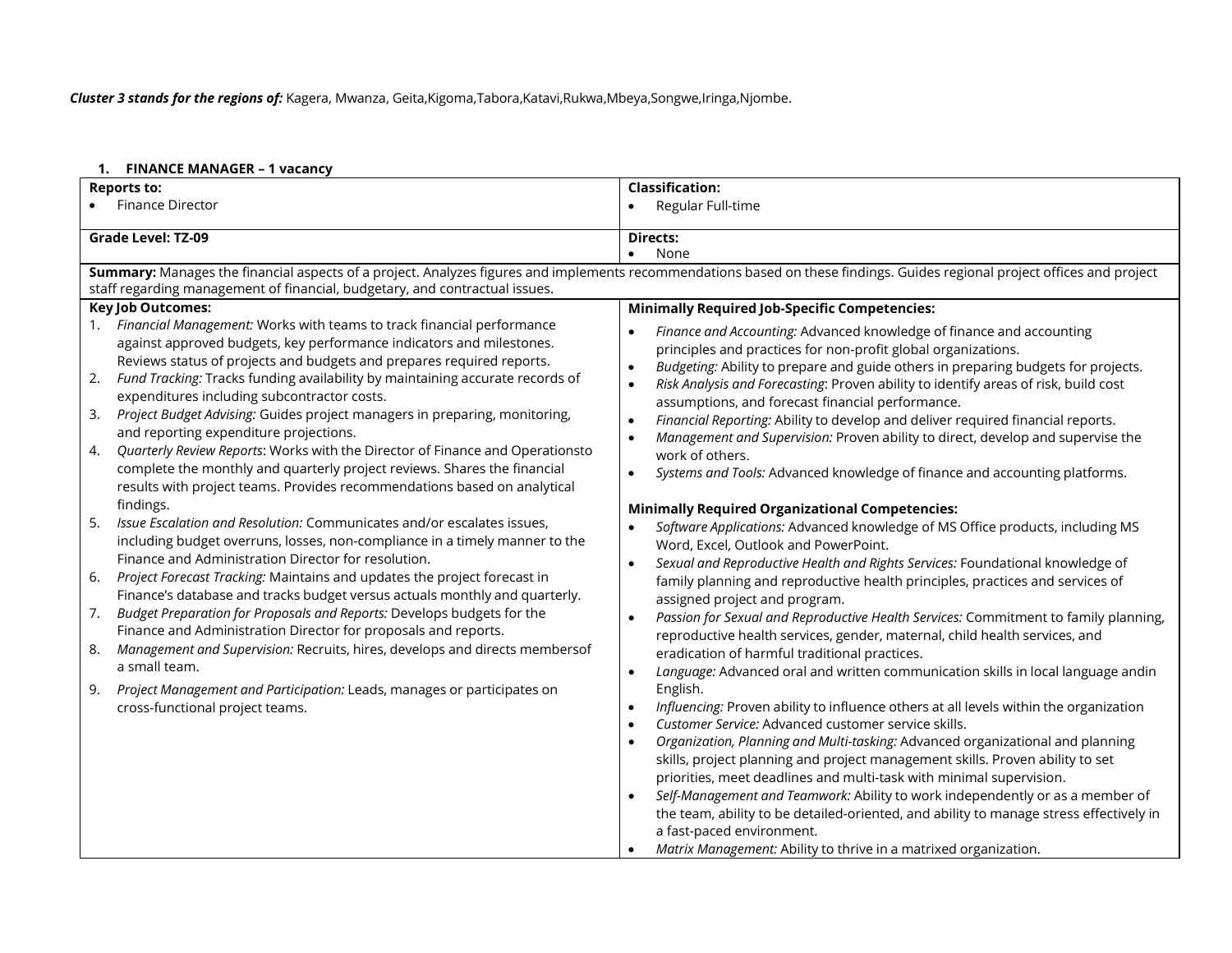***Cluster 3 stands for the regions of:*** Kagera, Mwanza, Geita,Kigoma,Tabora,Katavi,Rukwa,Mbeya,Songwe,Iringa,Njombe.

**1. FINANCE MANAGER – 1 vacancy**

| **Reports to:**<br>• Finance Director | **Classification:**<br>• Regular Full-time |
|---|---|
| **Grade Level: TZ-09** | **Directs:**<br>• None |
| **Summary:** Manages the financial aspects of a project. Analyzes figures and implements recommendations based on these findings. Guides regional project offices and project staff regarding management of financial, budgetary, and contractual issues. | |
| **Key Job Outcomes:**<br>1. *Financial Management:* Works with teams to track financial performance against approved budgets, key performance indicators and milestones. Reviews status of projects and budgets and prepares required reports.<br>2. *Fund Tracking:* Tracks funding availability by maintaining accurate records of expenditures including subcontractor costs.<br>3. *Project Budget Advising:* Guides project managers in preparing, monitoring, and reporting expenditure projections.<br>4. *Quarterly Review Reports*: Works with the Director of Finance and Operationsto complete the monthly and quarterly project reviews. Shares the financial results with project teams. Provides recommendations based on analytical findings.<br>5. *Issue Escalation and Resolution:* Communicates and/or escalates issues, including budget overruns, losses, non-compliance in a timely manner to the Finance and Administration Director for resolution.<br>6. *Project Forecast Tracking:* Maintains and updates the project forecast in Finance's database and tracks budget versus actuals monthly and quarterly.<br>7. *Budget Preparation for Proposals and Reports:* Develops budgets for the Finance and Administration Director for proposals and reports.<br>8. *Management and Supervision:* Recruits, hires, develops and directs membersof a small team.<br>9. *Project Management and Participation:* Leads, manages or participates on cross-functional project teams. | **Minimally Required Job-Specific Competencies:**<br>• *Finance and Accounting:* Advanced knowledge of finance and accounting principles and practices for non-profit global organizations.<br>• *Budgeting:* Ability to prepare and guide others in preparing budgets for projects.<br>• *Risk Analysis and Forecasting*: Proven ability to identify areas of risk, build cost assumptions, and forecast financial performance.<br>• *Financial Reporting:* Ability to develop and deliver required financial reports.<br>• *Management and Supervision:* Proven ability to direct, develop and supervise the work of others.<br>• *Systems and Tools:* Advanced knowledge of finance and accounting platforms.<br><br>**Minimally Required Organizational Competencies:**<br>• *Software Applications:* Advanced knowledge of MS Office products, including MS Word, Excel, Outlook and PowerPoint.<br>• *Sexual and Reproductive Health and Rights Services:* Foundational knowledge of family planning and reproductive health principles, practices and services of assigned project and program.<br>• *Passion for Sexual and Reproductive Health Services:* Commitment to family planning, reproductive health services, gender, maternal, child health services, and eradication of harmful traditional practices.<br>• *Language:* Advanced oral and written communication skills in local language andin English.<br>• *Influencing:* Proven ability to influence others at all levels within the organization<br>• *Customer Service:* Advanced customer service skills.<br>• *Organization, Planning and Multi-tasking:* Advanced organizational and planning skills, project planning and project management skills. Proven ability to set priorities, meet deadlines and multi-task with minimal supervision.<br>• *Self-Management and Teamwork:* Ability to work independently or as a member of the team, ability to be detailed-oriented, and ability to manage stress effectively in a fast-paced environment.<br>• *Matrix Management:* Ability to thrive in a matrixed organization. |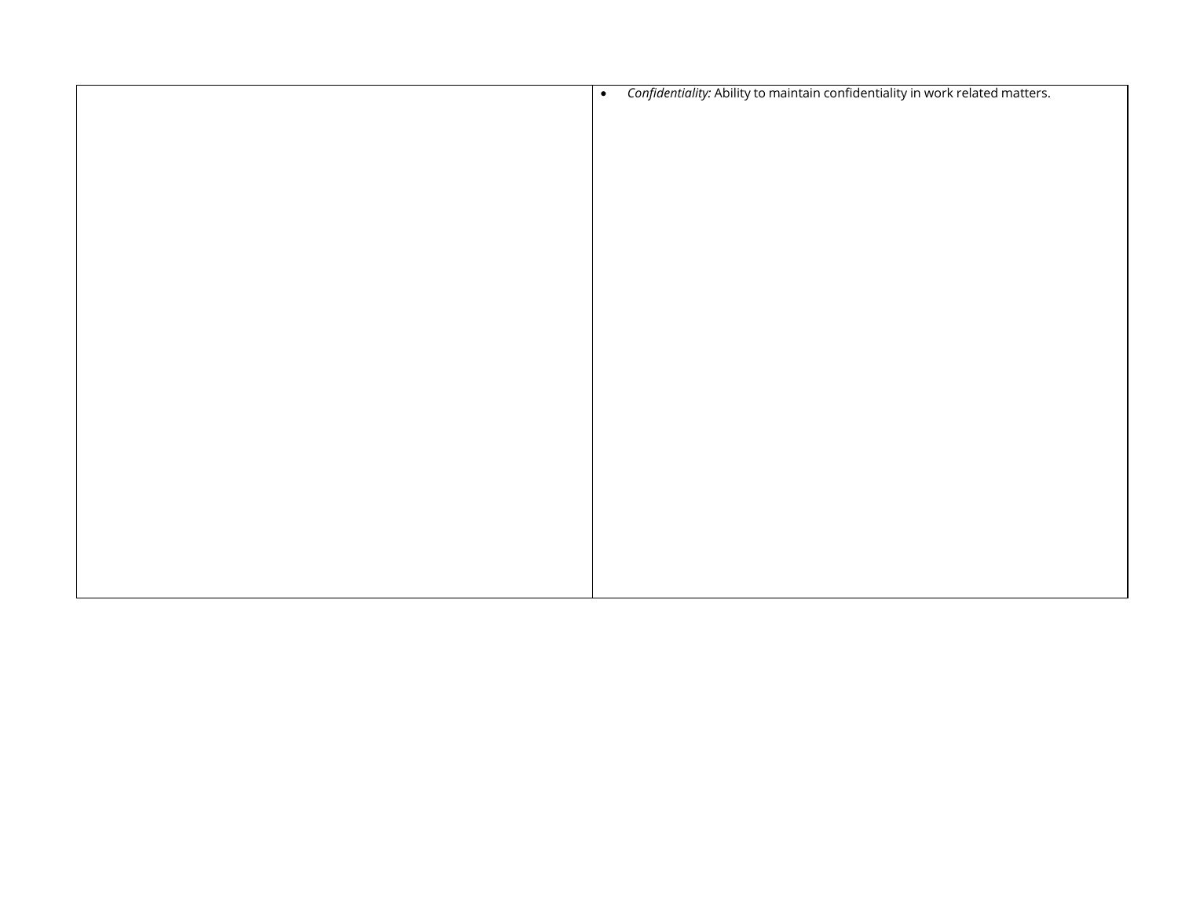| | |
|---|---|
| | • *Confidentiality:* Ability to maintain confidentiality in work related matters. |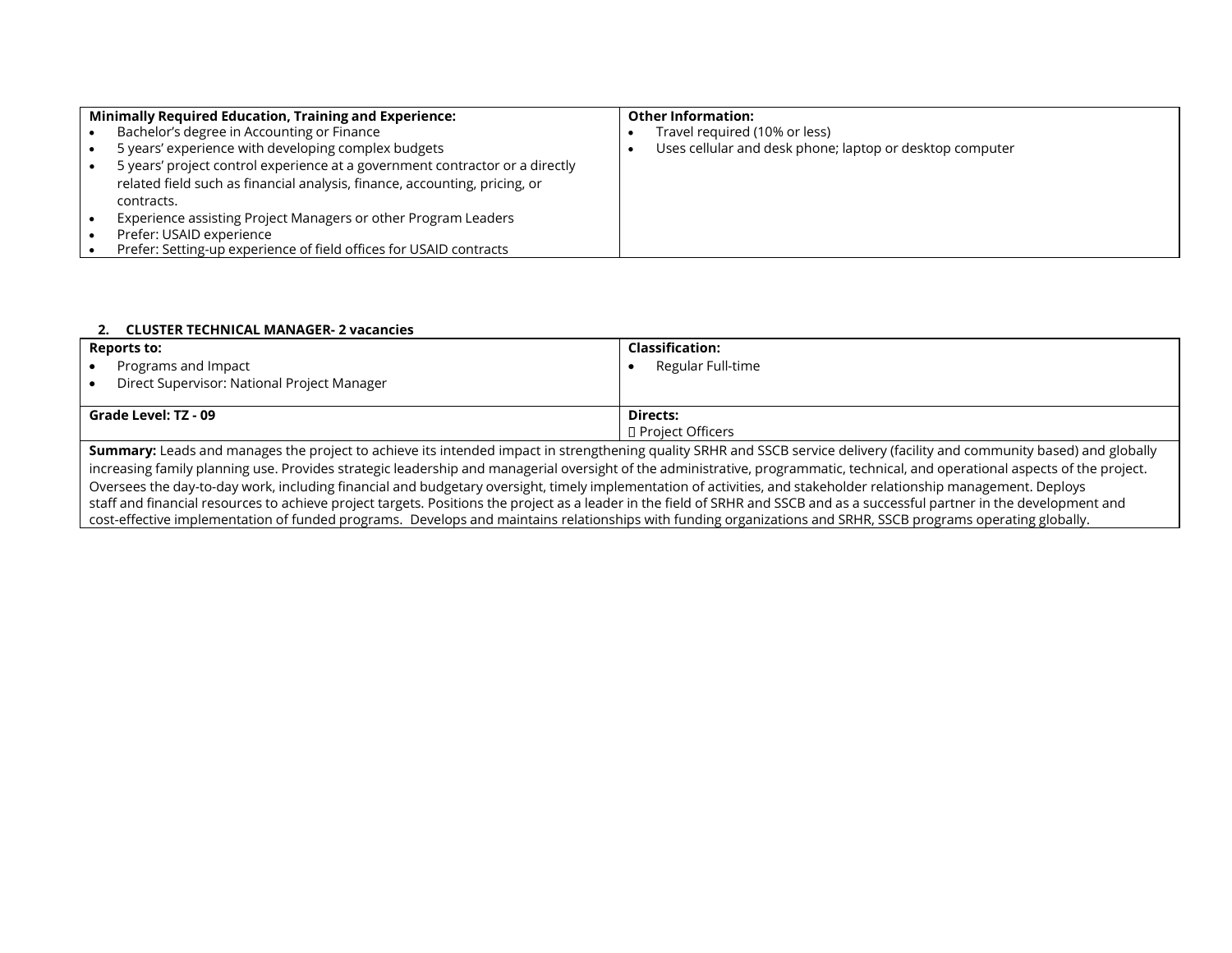| Minimally Required Education, Training and Experience: | Other Information: |
|---|---|
| • Bachelor's degree in Accounting or Finance<br>• 5 years' experience with developing complex budgets<br>• 5 years' project control experience at a government contractor or a directly related field such as financial analysis, finance, accounting, pricing, or contracts.<br>• Experience assisting Project Managers or other Program Leaders<br>• Prefer: USAID experience<br>• Prefer: Setting-up experience of field offices for USAID contracts | • Travel required (10% or less)<br>• Uses cellular and desk phone; laptop or desktop computer |

**2. CLUSTER TECHNICAL MANAGER- 2 vacancies**

| Reports to: | Classification: |
|---|---|
| • Programs and Impact<br>• Direct Supervisor: National Project Manager | • Regular Full-time |
| **Grade Level: TZ - 09** | **Directs:**<br> Project Officers |
| **Summary:** Leads and manages the project to achieve its intended impact in strengthening quality SRHR and SSCB service delivery (facility and community based) and globally increasing family planning use. Provides strategic leadership and managerial oversight of the administrative, programmatic, technical, and operational aspects of the project. Oversees the day-to-day work, including financial and budgetary oversight, timely implementation of activities, and stakeholder relationship management. Deploys staff and financial resources to achieve project targets. Positions the project as a leader in the field of SRHR and SSCB and as a successful partner in the development and cost-effective implementation of funded programs. Develops and maintains relationships with funding organizations and SRHR, SSCB programs operating globally. | |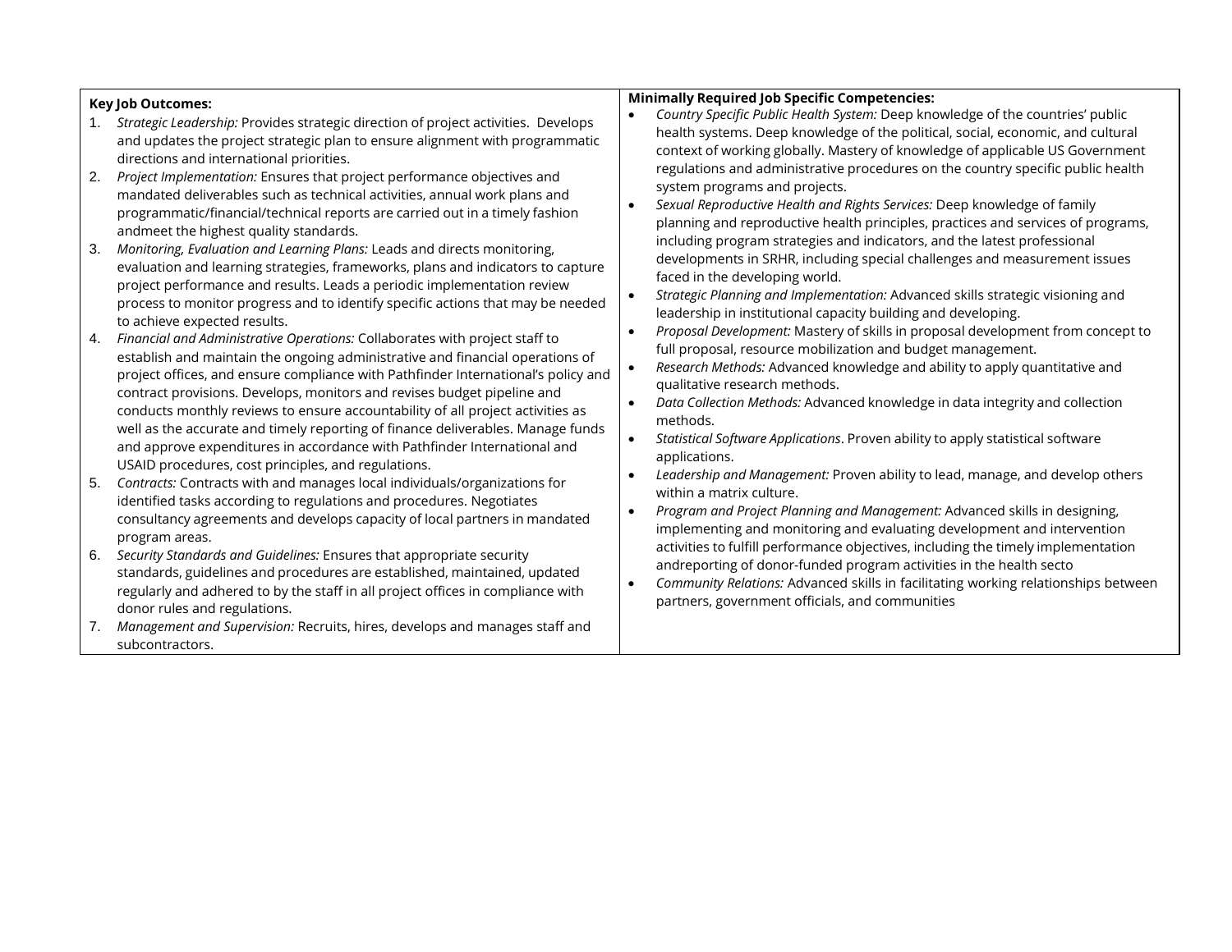| **Key Job Outcomes:** | **Minimally Required Job Specific Competencies:** |
|---|---|
| 1. *Strategic Leadership:* Provides strategic direction of project activities. Develops and updates the project strategic plan to ensure alignment with programmatic directions and international priorities.<br>2. *Project Implementation:* Ensures that project performance objectives and mandated deliverables such as technical activities, annual work plans and programmatic/financial/technical reports are carried out in a timely fashion andmeet the highest quality standards.<br>3. *Monitoring, Evaluation and Learning Plans:* Leads and directs monitoring, evaluation and learning strategies, frameworks, plans and indicators to capture project performance and results. Leads a periodic implementation review process to monitor progress and to identify specific actions that may be needed to achieve expected results.<br>4. *Financial and Administrative Operations:* Collaborates with project staff to establish and maintain the ongoing administrative and financial operations of project offices, and ensure compliance with Pathfinder International's policy and contract provisions. Develops, monitors and revises budget pipeline and conducts monthly reviews to ensure accountability of all project activities as well as the accurate and timely reporting of finance deliverables. Manage funds and approve expenditures in accordance with Pathfinder International and USAID procedures, cost principles, and regulations.<br>5. *Contracts:* Contracts with and manages local individuals/organizations for identified tasks according to regulations and procedures. Negotiates consultancy agreements and develops capacity of local partners in mandated program areas.<br>6. *Security Standards and Guidelines:* Ensures that appropriate security standards, guidelines and procedures are established, maintained, updated regularly and adhered to by the staff in all project offices in compliance with donor rules and regulations.<br>7. *Management and Supervision:* Recruits, hires, develops and manages staff and subcontractors. | • *Country Specific Public Health System:* Deep knowledge of the countries' public health systems. Deep knowledge of the political, social, economic, and cultural context of working globally. Mastery of knowledge of applicable US Government regulations and administrative procedures on the country specific public health system programs and projects.<br>• *Sexual Reproductive Health and Rights Services:* Deep knowledge of family planning and reproductive health principles, practices and services of programs, including program strategies and indicators, and the latest professional developments in SRHR, including special challenges and measurement issues faced in the developing world.<br>• *Strategic Planning and Implementation:* Advanced skills strategic visioning and leadership in institutional capacity building and developing.<br>• *Proposal Development:* Mastery of skills in proposal development from concept to full proposal, resource mobilization and budget management.<br>• *Research Methods:* Advanced knowledge and ability to apply quantitative and qualitative research methods.<br>• *Data Collection Methods:* Advanced knowledge in data integrity and collection methods.<br>• *Statistical Software Applications*. Proven ability to apply statistical software applications.<br>• *Leadership and Management:* Proven ability to lead, manage, and develop others within a matrix culture.<br>• *Program and Project Planning and Management:* Advanced skills in designing, implementing and monitoring and evaluating development and intervention activities to fulfill performance objectives, including the timely implementation andreporting of donor-funded program activities in the health secto<br>• *Community Relations:* Advanced skills in facilitating working relationships between partners, government officials, and communities |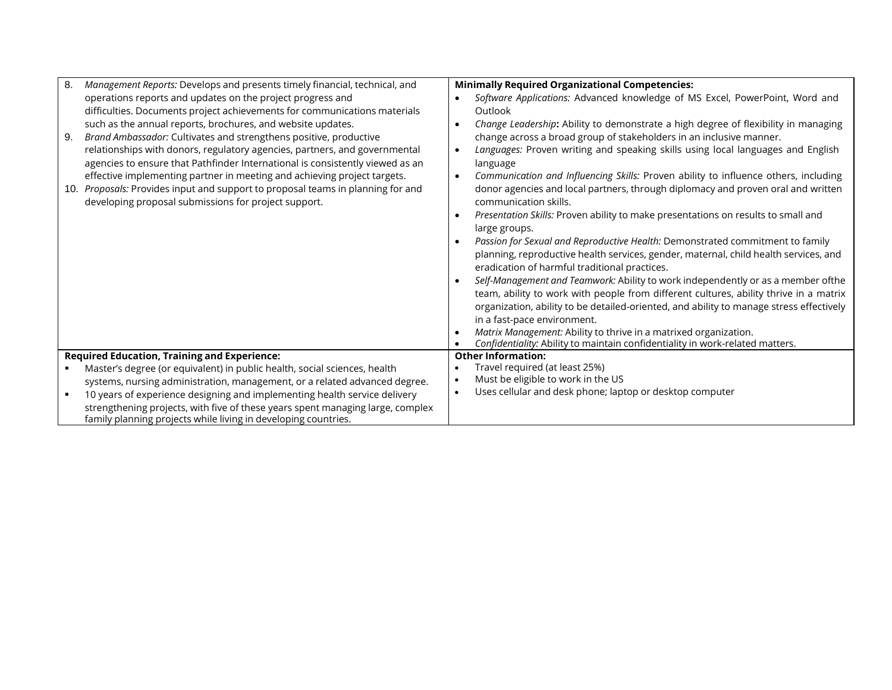| | |
|---|---|
| 8. *Management Reports:* Develops and presents timely financial, technical, and operations reports and updates on the project progress and difficulties. Documents project achievements for communications materials such as the annual reports, brochures, and website updates.<br>9. *Brand Ambassador:* Cultivates and strengthens positive, productive relationships with donors, regulatory agencies, partners, and governmental agencies to ensure that Pathfinder International is consistently viewed as an effective implementing partner in meeting and achieving project targets.<br>10. *Proposals:* Provides input and support to proposal teams in planning for and developing proposal submissions for project support. | **Minimally Required Organizational Competencies:**<br>• *Software Applications:* Advanced knowledge of MS Excel, PowerPoint, Word and Outlook<br>• *Change Leadership***:** Ability to demonstrate a high degree of flexibility in managing change across a broad group of stakeholders in an inclusive manner.<br>• *Languages:* Proven writing and speaking skills using local languages and English language<br>• *Communication and Influencing Skills:* Proven ability to influence others, including donor agencies and local partners, through diplomacy and proven oral and written communication skills.<br>• *Presentation Skills:* Proven ability to make presentations on results to small and large groups.<br>• *Passion for Sexual and Reproductive Health:* Demonstrated commitment to family planning, reproductive health services, gender, maternal, child health services, and eradication of harmful traditional practices.<br>• *Self-Management and Teamwork:* Ability to work independently or as a member ofthe team, ability to work with people from different cultures, ability thrive in a matrix organization, ability to be detailed-oriented, and ability to manage stress effectively in a fast-pace environment.<br>• *Matrix Management:* Ability to thrive in a matrixed organization.<br>• *Confidentiality:* Ability to maintain confidentiality in work-related matters. |
| **Required Education, Training and Experience:**<br>▪ Master's degree (or equivalent) in public health, social sciences, health systems, nursing administration, management, or a related advanced degree.<br>▪ 10 years of experience designing and implementing health service delivery strengthening projects, with five of these years spent managing large, complex family planning projects while living in developing countries. | **Other Information:**<br>• Travel required (at least 25%)<br>• Must be eligible to work in the US<br>• Uses cellular and desk phone; laptop or desktop computer |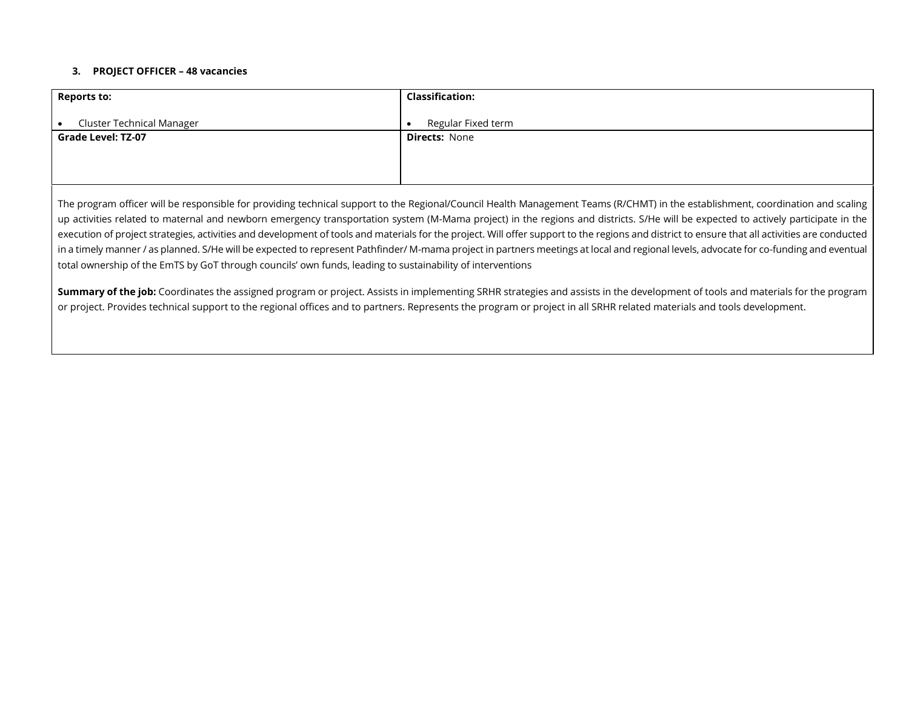### 3. PROJECT OFFICER – 48 vacancies

| **Reports to:**<br><br>• Cluster Technical Manager | **Classification:**<br><br>• Regular Fixed term |
|---|---|
| **Grade Level: TZ-07** | **Directs:** None |

The program officer will be responsible for providing technical support to the Regional/Council Health Management Teams (R/CHMT) in the establishment, coordination and scaling up activities related to maternal and newborn emergency transportation system (M-Mama project) in the regions and districts. S/He will be expected to actively participate in the execution of project strategies, activities and development of tools and materials for the project. Will offer support to the regions and district to ensure that all activities are conducted in a timely manner / as planned. S/He will be expected to represent Pathfinder/ M-mama project in partners meetings at local and regional levels, advocate for co-funding and eventual total ownership of the EmTS by GoT through councils' own funds, leading to sustainability of interventions

**Summary of the job:** Coordinates the assigned program or project. Assists in implementing SRHR strategies and assists in the development of tools and materials for the program or project. Provides technical support to the regional offices and to partners. Represents the program or project in all SRHR related materials and tools development.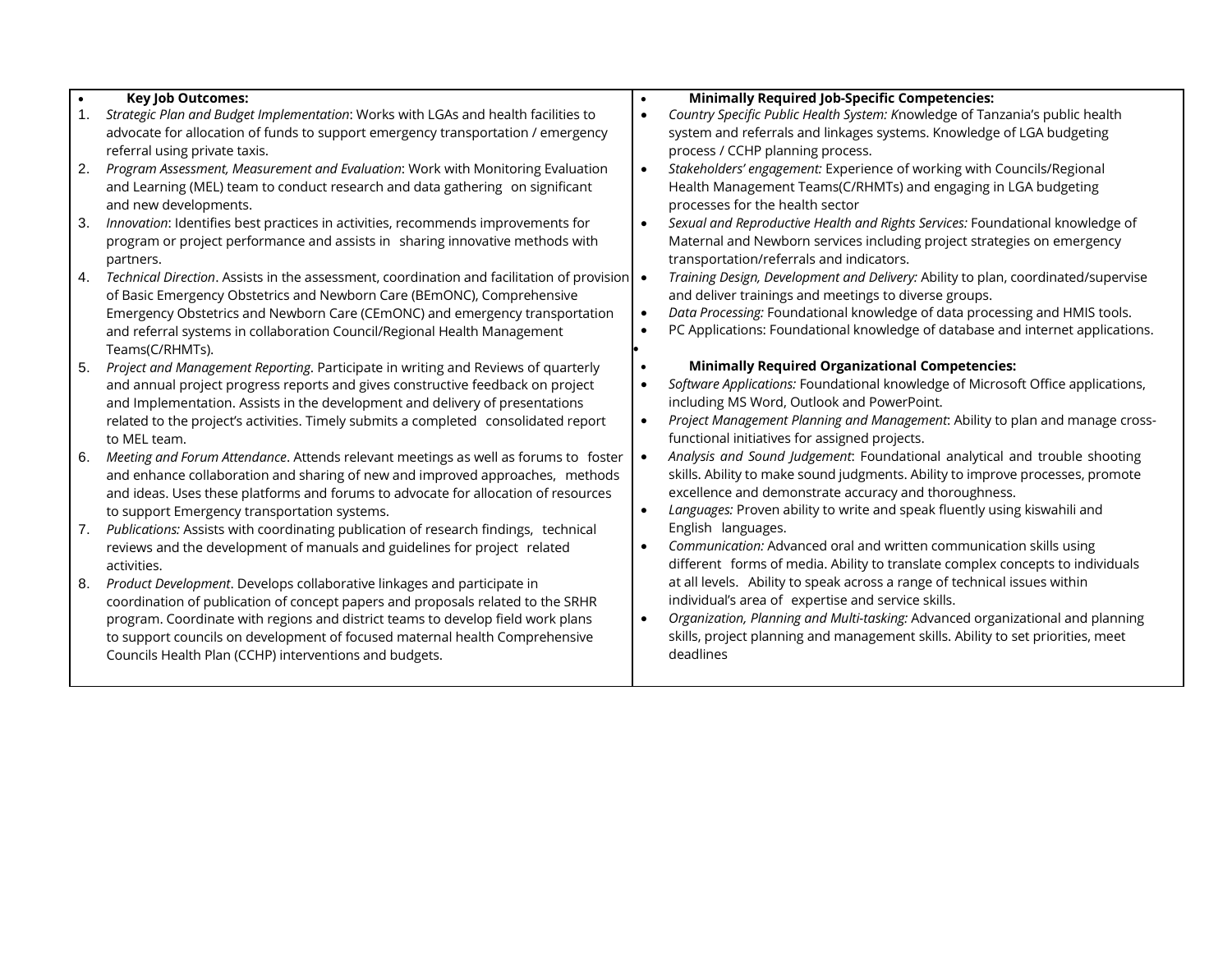| **Key Job Outcomes:** | **Minimally Required Job-Specific Competencies:** |
|---|---|
| 1. *Strategic Plan and Budget Implementation*: Works with LGAs and health facilities to advocate for allocation of funds to support emergency transportation / emergency referral using private taxis.<br>2. *Program Assessment, Measurement and Evaluation*: Work with Monitoring Evaluation and Learning (MEL) team to conduct research and data gathering on significant and new developments.<br>3. *Innovation*: Identifies best practices in activities, recommends improvements for program or project performance and assists in sharing innovative methods with partners.<br>4. *Technical Direction*. Assists in the assessment, coordination and facilitation of provision of Basic Emergency Obstetrics and Newborn Care (BEmONC), Comprehensive Emergency Obstetrics and Newborn Care (CEmONC) and emergency transportation and referral systems in collaboration Council/Regional Health Management Teams(C/RHMTs).<br>5. *Project and Management Reporting*. Participate in writing and Reviews of quarterly and annual project progress reports and gives constructive feedback on project and Implementation. Assists in the development and delivery of presentations related to the project's activities. Timely submits a completed consolidated report to MEL team.<br>6. *Meeting and Forum Attendance*. Attends relevant meetings as well as forums to foster and enhance collaboration and sharing of new and improved approaches, methods and ideas. Uses these platforms and forums to advocate for allocation of resources to support Emergency transportation systems.<br>7. *Publications:* Assists with coordinating publication of research findings, technical reviews and the development of manuals and guidelines for project related activities.<br>8. *Product Development*. Develops collaborative linkages and participate in coordination of publication of concept papers and proposals related to the SRHR program. Coordinate with regions and district teams to develop field work plans to support councils on development of focused maternal health Comprehensive Councils Health Plan (CCHP) interventions and budgets. | • *Country Specific Public Health System: K*nowledge of Tanzania's public health system and referrals and linkages systems. Knowledge of LGA budgeting process / CCHP planning process.<br>• *Stakeholders' engagement:* Experience of working with Councils/Regional Health Management Teams(C/RHMTs) and engaging in LGA budgeting processes for the health sector<br>• *Sexual and Reproductive Health and Rights Services:* Foundational knowledge of Maternal and Newborn services including project strategies on emergency transportation/referrals and indicators.<br>• *Training Design, Development and Delivery:* Ability to plan, coordinated/supervise and deliver trainings and meetings to diverse groups.<br>• *Data Processing:* Foundational knowledge of data processing and HMIS tools.<br>• PC Applications: Foundational knowledge of database and internet applications.<br><br>**Minimally Required Organizational Competencies:**<br>• *Software Applications:* Foundational knowledge of Microsoft Office applications, including MS Word, Outlook and PowerPoint.<br>• *Project Management Planning and Management*: Ability to plan and manage cross-functional initiatives for assigned projects.<br>• *Analysis and Sound Judgement*: Foundational analytical and trouble shooting skills. Ability to make sound judgments. Ability to improve processes, promote excellence and demonstrate accuracy and thoroughness.<br>• *Languages:* Proven ability to write and speak fluently using kiswahili and English languages.<br>• *Communication:* Advanced oral and written communication skills using different forms of media. Ability to translate complex concepts to individuals at all levels. Ability to speak across a range of technical issues within individual's area of expertise and service skills.<br>• *Organization, Planning and Multi-tasking:* Advanced organizational and planning skills, project planning and management skills. Ability to set priorities, meet deadlines |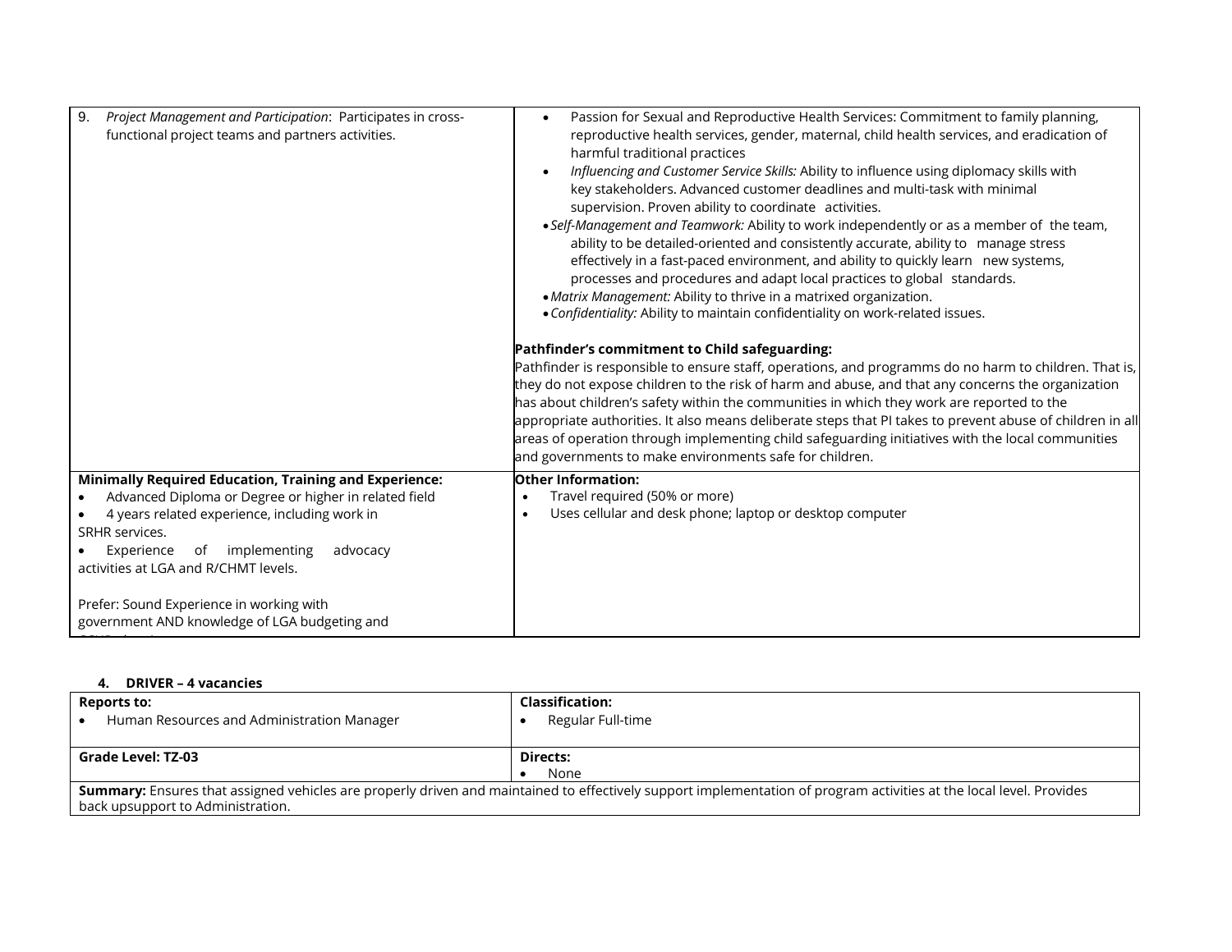| 9. *Project Management and Participation*: Participates in cross-functional project teams and partners activities. | • Passion for Sexual and Reproductive Health Services: Commitment to family planning, reproductive health services, gender, maternal, child health services, and eradication of harmful traditional practices<br>• *Influencing and Customer Service Skills:* Ability to influence using diplomacy skills with key stakeholders. Advanced customer deadlines and multi-task with minimal supervision. Proven ability to coordinate activities.<br>• *Self-Management and Teamwork:* Ability to work independently or as a member of the team, ability to be detailed-oriented and consistently accurate, ability to manage stress effectively in a fast-paced environment, and ability to quickly learn new systems, processes and procedures and adapt local practices to global standards.<br>• *Matrix Management:* Ability to thrive in a matrixed organization.<br>• *Confidentiality:* Ability to maintain confidentiality on work-related issues.<br><br>**Pathfinder's commitment to Child safeguarding:**<br>Pathfinder is responsible to ensure staff, operations, and programms do no harm to children. That is, they do not expose children to the risk of harm and abuse, and that any concerns the organization has about children's safety within the communities in which they work are reported to the appropriate authorities. It also means deliberate steps that PI takes to prevent abuse of children in all areas of operation through implementing child safeguarding initiatives with the local communities and governments to make environments safe for children. |
|---|---|
| **Minimally Required Education, Training and Experience:**<br>• Advanced Diploma or Degree or higher in related field<br>• 4 years related experience, including work in SRHR services.<br>• Experience of implementing advocacy activities at LGA and R/CHMT levels.<br><br>Prefer: Sound Experience in working with government AND knowledge of LGA budgeting and | **Other Information:**<br>• Travel required (50% or more)<br>• Uses cellular and desk phone; laptop or desktop computer |

#### 4. DRIVER – 4 vacancies

| **Reports to:**<br>• Human Resources and Administration Manager | **Classification:**<br>• Regular Full-time |
|---|---|
| **Grade Level: TZ-03** | **Directs:**<br>• None |
| **Summary:** Ensures that assigned vehicles are properly driven and maintained to effectively support implementation of program activities at the local level. Provides back upsupport to Administration. | |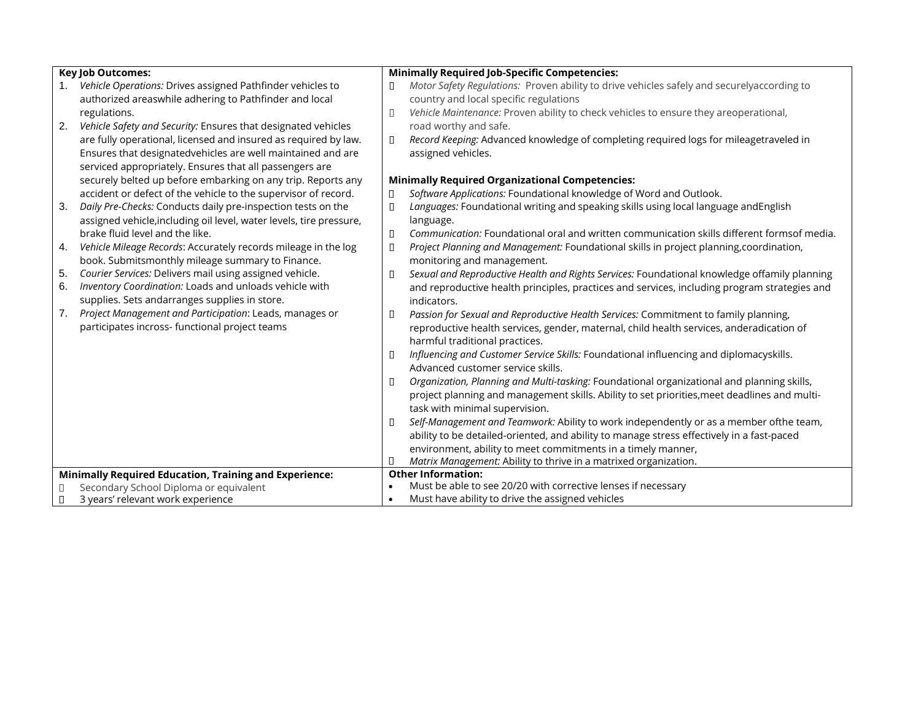| **Key Job Outcomes:** | **Minimally Required Job-Specific Competencies:** |
|---|---|
| 1. *Vehicle Operations:* Drives assigned Pathfinder vehicles to authorized areaswhile adhering to Pathfinder and local regulations.<br>2. *Vehicle Safety and Security:* Ensures that designated vehicles are fully operational, licensed and insured as required by law. Ensures that designatedvehicles are well maintained and are serviced appropriately. Ensures that all passengers are securely belted up before embarking on any trip. Reports any accident or defect of the vehicle to the supervisor of record.<br>3. *Daily Pre-Checks:* Conducts daily pre-inspection tests on the assigned vehicle,including oil level, water levels, tire pressure, brake fluid level and the like.<br>4. *Vehicle Mileage Records*: Accurately records mileage in the log book. Submitsmonthly mileage summary to Finance.<br>5. *Courier Services:* Delivers mail using assigned vehicle.<br>6. *Inventory Coordination:* Loads and unloads vehicle with supplies. Sets andarranges supplies in store.<br>7. *Project Management and Participation*: Leads, manages or participates incross- functional project teams | - *Motor Safety Regulations:* Proven ability to drive vehicles safely and securelyaccording to country and local specific regulations<br>- *Vehicle Maintenance:* Proven ability to check vehicles to ensure they areoperational, road worthy and safe.<br>- *Record Keeping:* Advanced knowledge of completing required logs for mileagetraveled in assigned vehicles.<br><br>**Minimally Required Organizational Competencies:**<br>- *Software Applications:* Foundational knowledge of Word and Outlook.<br>- *Languages:* Foundational writing and speaking skills using local language andEnglish language.<br>- *Communication:* Foundational oral and written communication skills different formsof media.<br>- *Project Planning and Management:* Foundational skills in project planning,coordination, monitoring and management.<br>- *Sexual and Reproductive Health and Rights Services:* Foundational knowledge offamily planning and reproductive health principles, practices and services, including program strategies and indicators.<br>- *Passion for Sexual and Reproductive Health Services:* Commitment to family planning, reproductive health services, gender, maternal, child health services, anderadication of harmful traditional practices.<br>- *Influencing and Customer Service Skills:* Foundational influencing and diplomacyskills. Advanced customer service skills.<br>- *Organization, Planning and Multi-tasking:* Foundational organizational and planning skills, project planning and management skills. Ability to set priorities,meet deadlines and multi-task with minimal supervision.<br>- *Self-Management and Teamwork:* Ability to work independently or as a member ofthe team, ability to be detailed-oriented, and ability to manage stress effectively in a fast-paced environment, ability to meet commitments in a timely manner,<br>- *Matrix Management:* Ability to thrive in a matrixed organization. |
| **Minimally Required Education, Training and Experience:**<br>- Secondary School Diploma or equivalent<br>- 3 years' relevant work experience | **Other Information:**<br>- Must be able to see 20/20 with corrective lenses if necessary<br>- Must have ability to drive the assigned vehicles |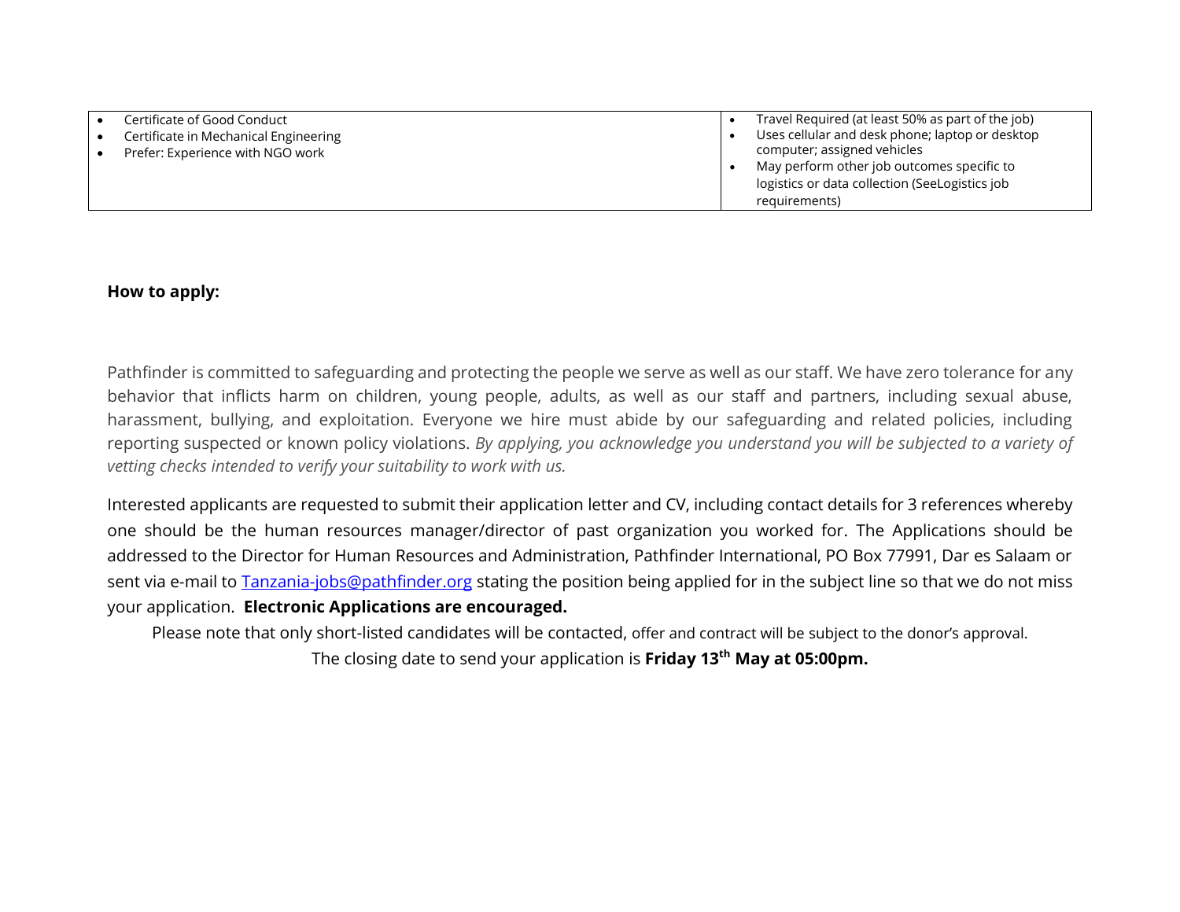| | |
|---|---|
| <ul><li>Certificate of Good Conduct</li><li>Certificate in Mechanical Engineering</li><li>Prefer: Experience with NGO work</li></ul> | <ul><li>Travel Required (at least 50% as part of the job)</li><li>Uses cellular and desk phone; laptop or desktop computer; assigned vehicles</li><li>May perform other job outcomes specific to logistics or data collection (SeeLogistics job requirements)</li></ul> |

**How to apply:**

Pathfinder is committed to safeguarding and protecting the people we serve as well as our staff. We have zero tolerance for any behavior that inflicts harm on children, young people, adults, as well as our staff and partners, including sexual abuse, harassment, bullying, and exploitation. Everyone we hire must abide by our safeguarding and related policies, including reporting suspected or known policy violations. *By applying, you acknowledge you understand you will be subjected to a variety of vetting checks intended to verify your suitability to work with us.*

Interested applicants are requested to submit their application letter and CV, including contact details for 3 references whereby one should be the human resources manager/director of past organization you worked for. The Applications should be addressed to the Director for Human Resources and Administration, Pathfinder International, PO Box 77991, Dar es Salaam or sent via e-mail to Tanzania-jobs@pathfinder.org stating the position being applied for in the subject line so that we do not miss your application. **Electronic Applications are encouraged.**

Please note that only short-listed candidates will be contacted, offer and contract will be subject to the donor's approval.

The closing date to send your application is **Friday 13th May at 05:00pm.**